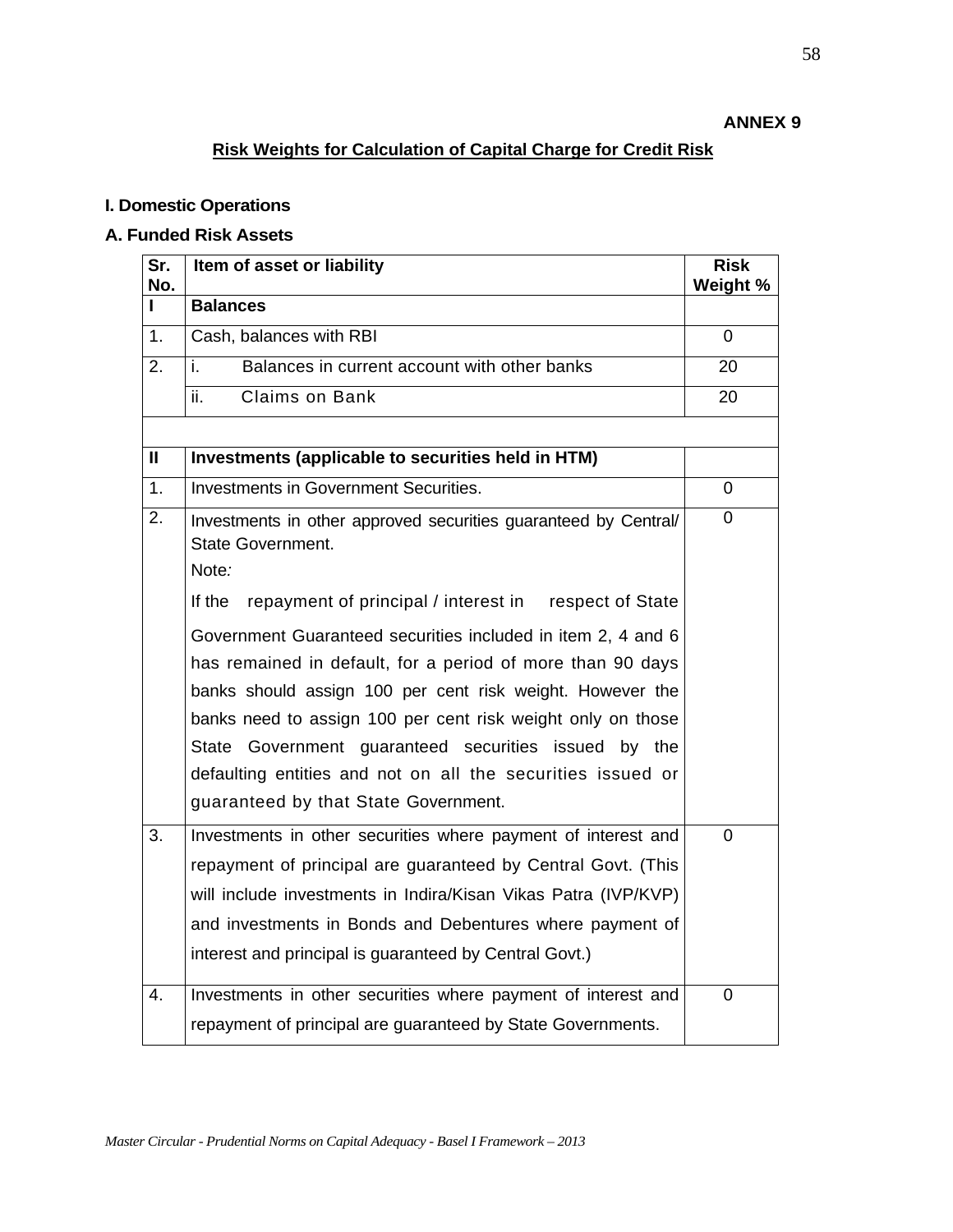**ANNEX 9**

## Risk Weights for Calculation of Capital Charge for Credit Risk

### I. Domestic Operations

### A. Funded Risk Assets

| Sr. No. | Item of asset or liability | Risk Weight % |
|---|---|---|
| **I** | **Balances** | |
| 1. | Cash, balances with RBI | 0 |
| 2. | i. Balances in current account with other banks | 20 |
| | ii. Claims on Bank | 20 |
| | | |
| **II** | **Investments (applicable to securities held in HTM)** | |
| 1. | Investments in Government Securities. | 0 |
| 2. | Investments in other approved securities guaranteed by Central/ State Government.<br>Note*:*<br>If the repayment of principal / interest in respect of State Government Guaranteed securities included in item 2, 4 and 6 has remained in default, for a period of more than 90 days banks should assign 100 per cent risk weight. However the banks need to assign 100 per cent risk weight only on those State Government guaranteed securities issued by the defaulting entities and not on all the securities issued or guaranteed by that State Government. | 0 |
| 3. | Investments in other securities where payment of interest and repayment of principal are guaranteed by Central Govt. (This will include investments in Indira/Kisan Vikas Patra (IVP/KVP) and investments in Bonds and Debentures where payment of interest and principal is guaranteed by Central Govt.) | 0 |
| 4. | Investments in other securities where payment of interest and repayment of principal are guaranteed by State Governments. | 0 |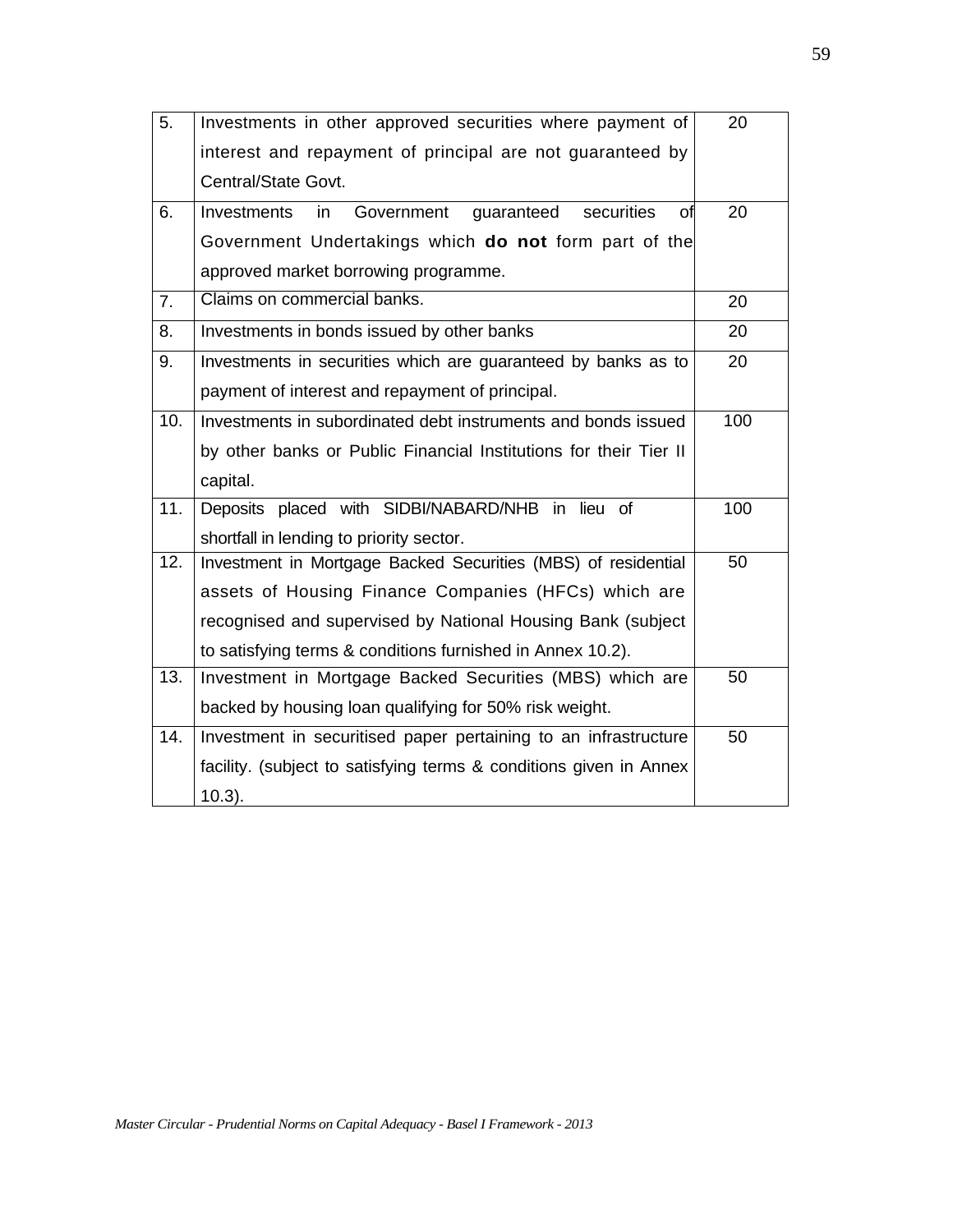| | | |
|---|---|---|
| 5. | Investments in other approved securities where payment of interest and repayment of principal are not guaranteed by Central/State Govt. | 20 |
| 6. | Investments in Government guaranteed securities of Government Undertakings which **do not** form part of the approved market borrowing programme. | 20 |
| 7. | Claims on commercial banks. | 20 |
| 8. | Investments in bonds issued by other banks | 20 |
| 9. | Investments in securities which are guaranteed by banks as to payment of interest and repayment of principal. | 20 |
| 10. | Investments in subordinated debt instruments and bonds issued by other banks or Public Financial Institutions for their Tier II capital. | 100 |
| 11. | Deposits placed with SIDBI/NABARD/NHB in lieu of shortfall in lending to priority sector. | 100 |
| 12. | Investment in Mortgage Backed Securities (MBS) of residential assets of Housing Finance Companies (HFCs) which are recognised and supervised by National Housing Bank (subject to satisfying terms & conditions furnished in Annex 10.2). | 50 |
| 13. | Investment in Mortgage Backed Securities (MBS) which are backed by housing loan qualifying for 50% risk weight. | 50 |
| 14. | Investment in securitised paper pertaining to an infrastructure facility. (subject to satisfying terms & conditions given in Annex 10.3). | 50 |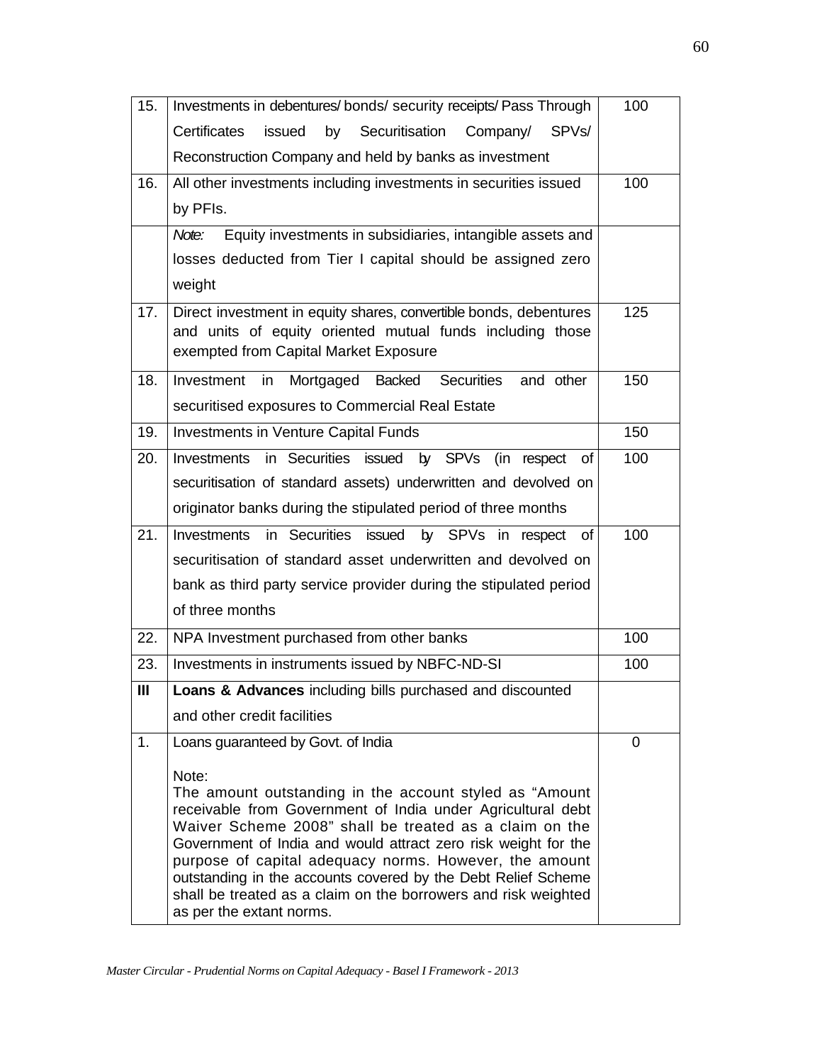| | | |
|---|---|---|
| 15. | Investments in debentures/ bonds/ security receipts/ Pass Through Certificates issued by Securitisation Company/ SPVs/ Reconstruction Company and held by banks as investment | 100 |
| 16. | All other investments including investments in securities issued by PFIs. | 100 |
| | *Note:* Equity investments in subsidiaries, intangible assets and losses deducted from Tier I capital should be assigned zero weight | |
| 17. | Direct investment in equity shares, convertible bonds, debentures and units of equity oriented mutual funds including those exempted from Capital Market Exposure | 125 |
| 18. | Investment in Mortgaged Backed Securities and other securitised exposures to Commercial Real Estate | 150 |
| 19. | Investments in Venture Capital Funds | 150 |
| 20. | Investments in Securities issued by SPVs (in respect of securitisation of standard assets) underwritten and devolved on originator banks during the stipulated period of three months | 100 |
| 21. | Investments in Securities issued by SPVs in respect of securitisation of standard asset underwritten and devolved on bank as third party service provider during the stipulated period of three months | 100 |
| 22. | NPA Investment purchased from other banks | 100 |
| 23. | Investments in instruments issued by NBFC-ND-SI | 100 |
| **III** | **Loans & Advances** including bills purchased and discounted and other credit facilities | |
| 1. | Loans guaranteed by Govt. of India<br><br>Note:<br>The amount outstanding in the account styled as "Amount receivable from Government of India under Agricultural debt Waiver Scheme 2008" shall be treated as a claim on the Government of India and would attract zero risk weight for the purpose of capital adequacy norms. However, the amount outstanding in the accounts covered by the Debt Relief Scheme shall be treated as a claim on the borrowers and risk weighted as per the extant norms. | 0 |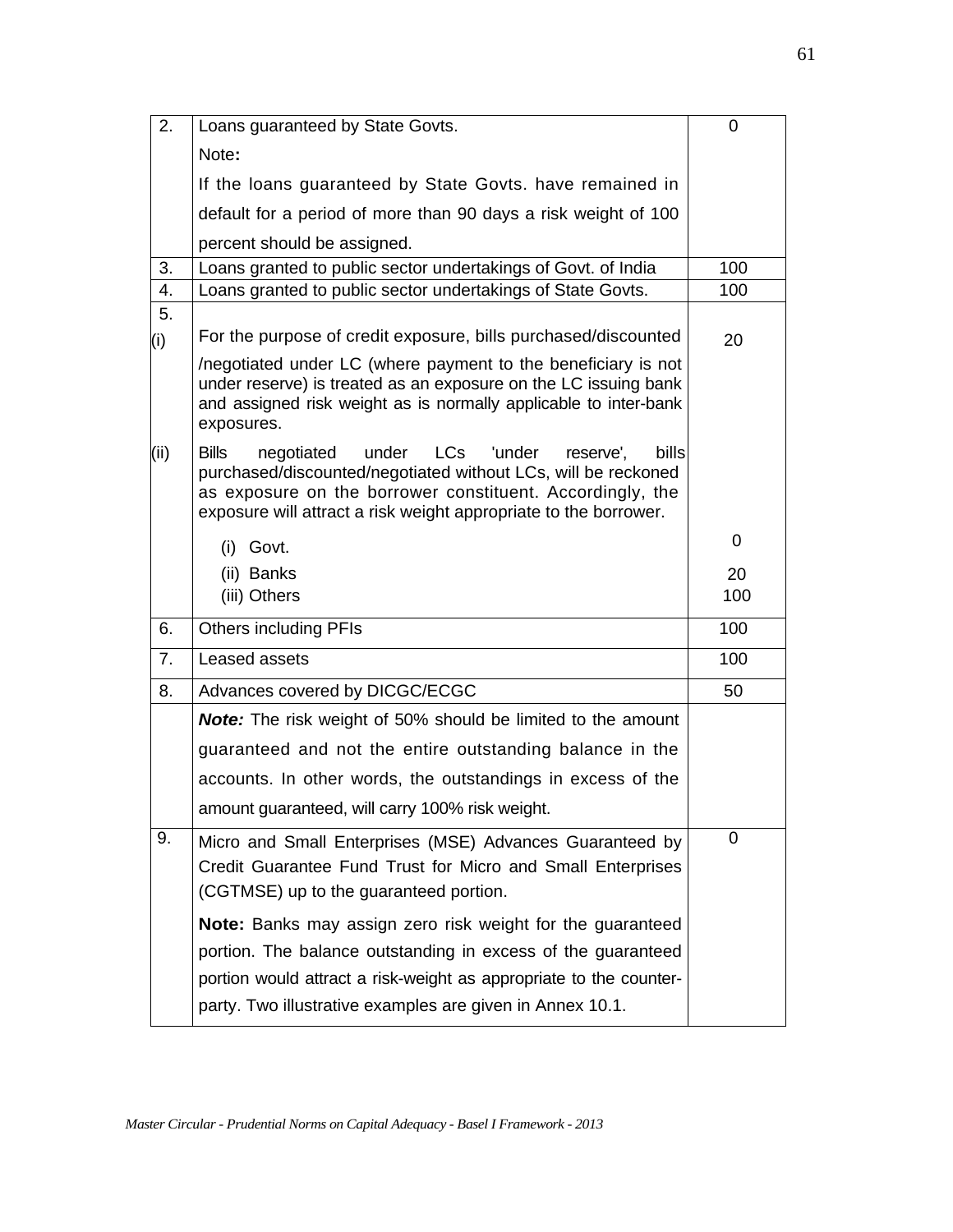| | | |
|---|---|---|
| 2. | Loans guaranteed by State Govts.<br>Note**:**<br>If the loans guaranteed by State Govts. have remained in default for a period of more than 90 days a risk weight of 100 percent should be assigned. | 0 |
| 3. | Loans granted to public sector undertakings of Govt. of India | 100 |
| 4. | Loans granted to public sector undertakings of State Govts. | 100 |
| 5.<br>(i) | For the purpose of credit exposure, bills purchased/discounted /negotiated under LC (where payment to the beneficiary is not under reserve) is treated as an exposure on the LC issuing bank and assigned risk weight as is normally applicable to inter-bank exposures. | 20 |
| (ii) | Bills negotiated under LCs 'under reserve', bills purchased/discounted/negotiated without LCs, will be reckoned as exposure on the borrower constituent. Accordingly, the exposure will attract a risk weight appropriate to the borrower.<br>(i) Govt.<br>(ii) Banks<br>(iii) Others | <br><br><br>0<br>20<br>100 |
| 6. | Others including PFIs | 100 |
| 7. | Leased assets | 100 |
| 8. | Advances covered by DICGC/ECGC<br>***Note:*** The risk weight of 50% should be limited to the amount guaranteed and not the entire outstanding balance in the accounts. In other words, the outstandings in excess of the amount guaranteed, will carry 100% risk weight. | 50 |
| 9. | Micro and Small Enterprises (MSE) Advances Guaranteed by Credit Guarantee Fund Trust for Micro and Small Enterprises (CGTMSE) up to the guaranteed portion.<br>**Note:** Banks may assign zero risk weight for the guaranteed portion. The balance outstanding in excess of the guaranteed portion would attract a risk-weight as appropriate to the counter-party. Two illustrative examples are given in Annex 10.1. | 0 |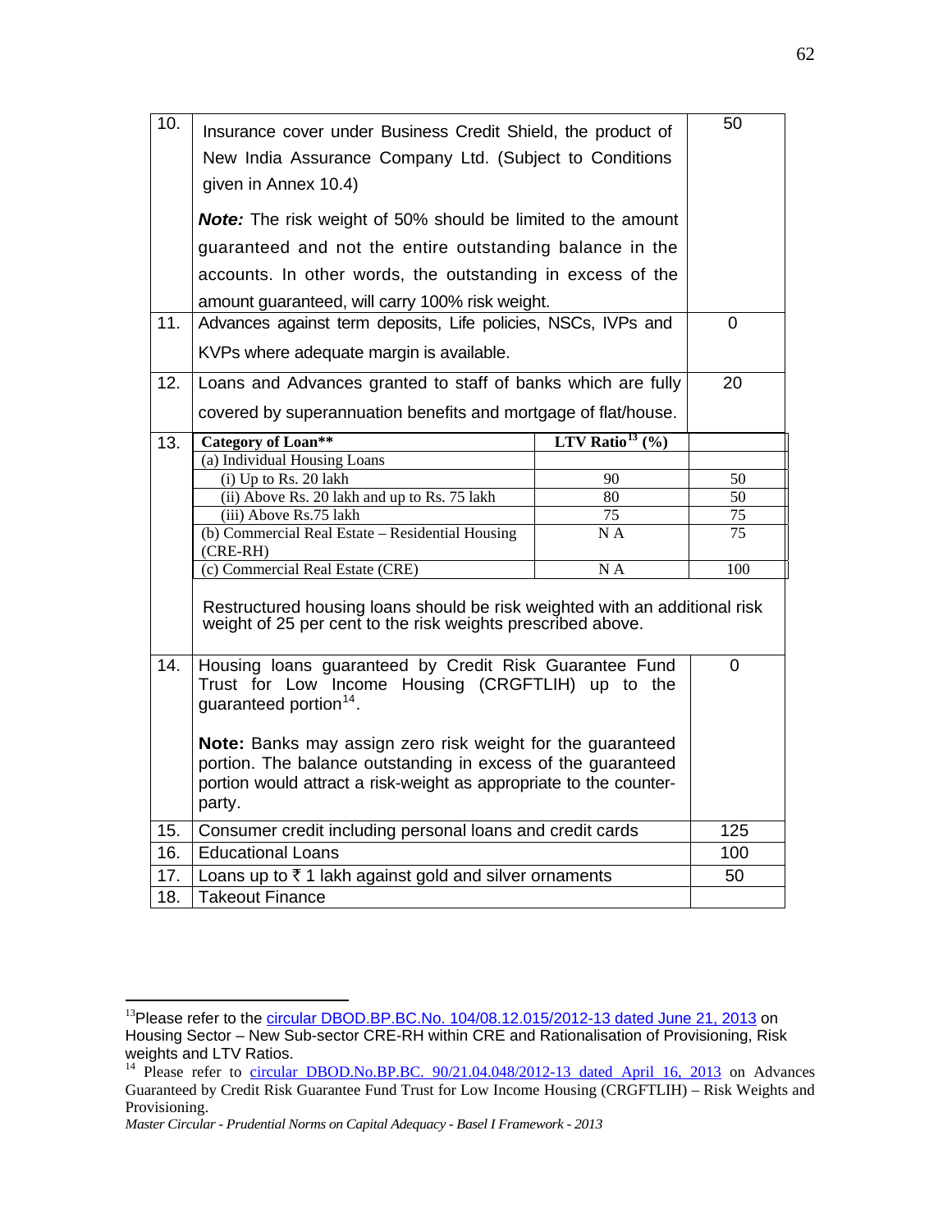| | | |
|---|---|---|
| 10. | Insurance cover under Business Credit Shield, the product of New India Assurance Company Ltd. (Subject to Conditions given in Annex 10.4)<br><br>***Note:*** The risk weight of 50% should be limited to the amount guaranteed and not the entire outstanding balance in the accounts. In other words, the outstanding in excess of the amount guaranteed, will carry 100% risk weight. | 50 |
| 11. | Advances against term deposits, Life policies, NSCs, IVPs and KVPs where adequate margin is available. | 0 |
| 12. | Loans and Advances granted to staff of banks which are fully covered by superannuation benefits and mortgage of flat/house. | 20 |

| 13. | **Category of Loan\*\*** | **LTV Ratio[13] (%)** | |
|---|---|---|---|
| | (a) Individual Housing Loans | | |
| | (i) Up to Rs. 20 lakh | 90 | 50 |
| | (ii) Above Rs. 20 lakh and up to Rs. 75 lakh | 80 | 50 |
| | (iii) Above Rs.75 lakh | 75 | 75 |
| | (b) Commercial Real Estate – Residential Housing (CRE-RH) | N A | 75 |
| | (c) Commercial Real Estate (CRE) | N A | 100 |
| | Restructured housing loans should be risk weighted with an additional risk weight of 25 per cent to the risk weights prescribed above. | | |

| | | |
|---|---|---|
| 14. | Housing loans guaranteed by Credit Risk Guarantee Fund Trust for Low Income Housing (CRGFTLIH) up to the guaranteed portion[14].<br><br>**Note:** Banks may assign zero risk weight for the guaranteed portion. The balance outstanding in excess of the guaranteed portion would attract a risk-weight as appropriate to the counter-party. | 0 |
| 15. | Consumer credit including personal loans and credit cards | 125 |
| 16. | Educational Loans | 100 |
| 17. | Loans up to ₹ 1 lakh against gold and silver ornaments | 50 |
| 18. | Takeout Finance | |

---

[13] Please refer to the circular DBOD.BP.BC.No. 104/08.12.015/2012-13 dated June 21, 2013 on Housing Sector – New Sub-sector CRE-RH within CRE and Rationalisation of Provisioning, Risk weights and LTV Ratios.

[14] Please refer to circular DBOD.No.BP.BC. 90/21.04.048/2012-13 dated April 16, 2013 on Advances Guaranteed by Credit Risk Guarantee Fund Trust for Low Income Housing (CRGFTLIH) – Risk Weights and Provisioning.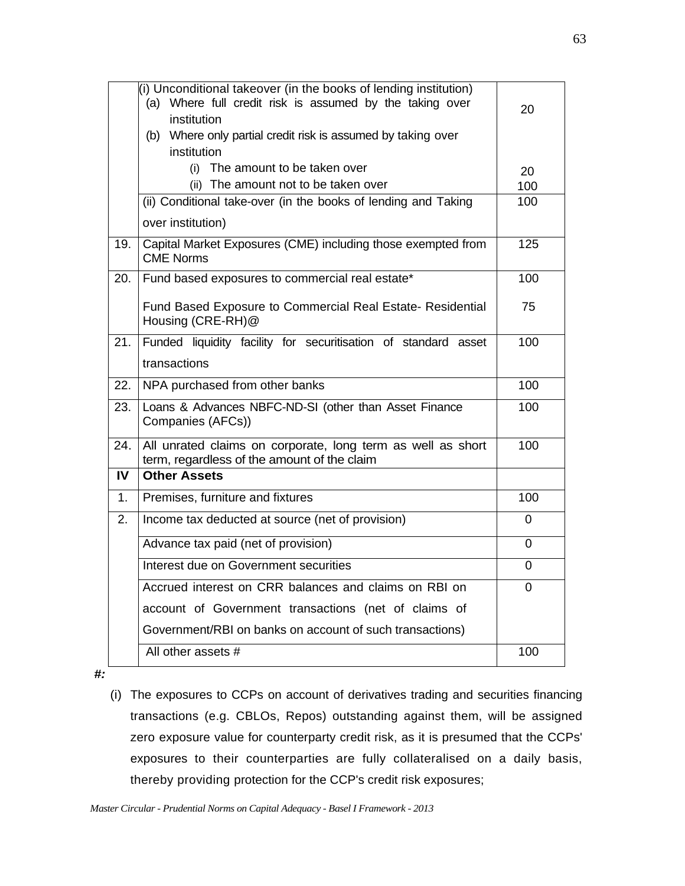| | | |
|---|---|---|
| | (i) Unconditional takeover (in the books of lending institution)<br>(a) Where full credit risk is assumed by the taking over institution<br>(b) Where only partial credit risk is assumed by taking over institution<br>(i) The amount to be taken over<br>(ii) The amount not to be taken over | 20<br><br>20<br>100 |
| | (ii) Conditional take-over (in the books of lending and Taking over institution) | 100 |
| 19. | Capital Market Exposures (CME) including those exempted from CME Norms | 125 |
| 20. | Fund based exposures to commercial real estate*<br><br>Fund Based Exposure to Commercial Real Estate- Residential Housing (CRE-RH)@ | 100<br><br>75 |
| 21. | Funded liquidity facility for securitisation of standard asset transactions | 100 |
| 22. | NPA purchased from other banks | 100 |
| 23. | Loans & Advances NBFC-ND-SI (other than Asset Finance Companies (AFCs)) | 100 |
| 24. | All unrated claims on corporate, long term as well as short term, regardless of the amount of the claim | 100 |
| **IV** | **Other Assets** | |
| 1. | Premises, furniture and fixtures | 100 |
| 2. | Income tax deducted at source (net of provision) | 0 |
| | Advance tax paid (net of provision) | 0 |
| | Interest due on Government securities | 0 |
| | Accrued interest on CRR balances and claims on RBI on account of Government transactions (net of claims of Government/RBI on banks on account of such transactions) | 0 |
| | All other assets # | 100 |

***#:***

(i) The exposures to CCPs on account of derivatives trading and securities financing transactions (e.g. CBLOs, Repos) outstanding against them, will be assigned zero exposure value for counterparty credit risk, as it is presumed that the CCPs' exposures to their counterparties are fully collateralised on a daily basis, thereby providing protection for the CCP's credit risk exposures;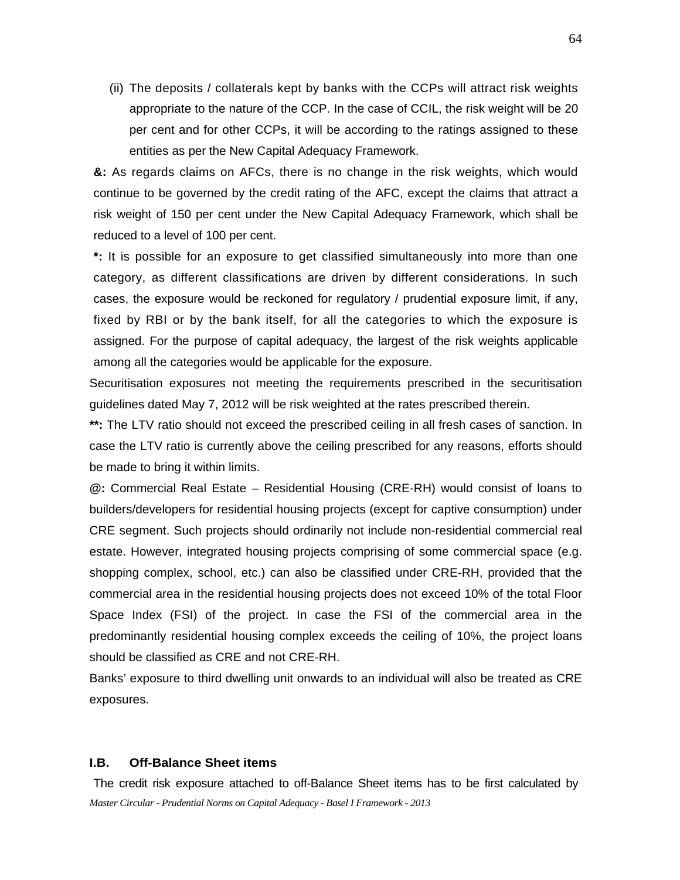(ii) The deposits / collaterals kept by banks with the CCPs will attract risk weights appropriate to the nature of the CCP. In the case of CCIL, the risk weight will be 20 per cent and for other CCPs, it will be according to the ratings assigned to these entities as per the New Capital Adequacy Framework.

**&:** As regards claims on AFCs, there is no change in the risk weights, which would continue to be governed by the credit rating of the AFC, except the claims that attract a risk weight of 150 per cent under the New Capital Adequacy Framework, which shall be reduced to a level of 100 per cent.

**\*:** It is possible for an exposure to get classified simultaneously into more than one category, as different classifications are driven by different considerations. In such cases, the exposure would be reckoned for regulatory / prudential exposure limit, if any, fixed by RBI or by the bank itself, for all the categories to which the exposure is assigned. For the purpose of capital adequacy, the largest of the risk weights applicable among all the categories would be applicable for the exposure.

Securitisation exposures not meeting the requirements prescribed in the securitisation guidelines dated May 7, 2012 will be risk weighted at the rates prescribed therein.

**\*\*:** The LTV ratio should not exceed the prescribed ceiling in all fresh cases of sanction. In case the LTV ratio is currently above the ceiling prescribed for any reasons, efforts should be made to bring it within limits.

**@:** Commercial Real Estate – Residential Housing (CRE-RH) would consist of loans to builders/developers for residential housing projects (except for captive consumption) under CRE segment. Such projects should ordinarily not include non-residential commercial real estate. However, integrated housing projects comprising of some commercial space (e.g. shopping complex, school, etc.) can also be classified under CRE-RH, provided that the commercial area in the residential housing projects does not exceed 10% of the total Floor Space Index (FSI) of the project. In case the FSI of the commercial area in the predominantly residential housing complex exceeds the ceiling of 10%, the project loans should be classified as CRE and not CRE-RH.

Banks' exposure to third dwelling unit onwards to an individual will also be treated as CRE exposures.

## I.B. Off-Balance Sheet items

The credit risk exposure attached to off-Balance Sheet items has to be first calculated by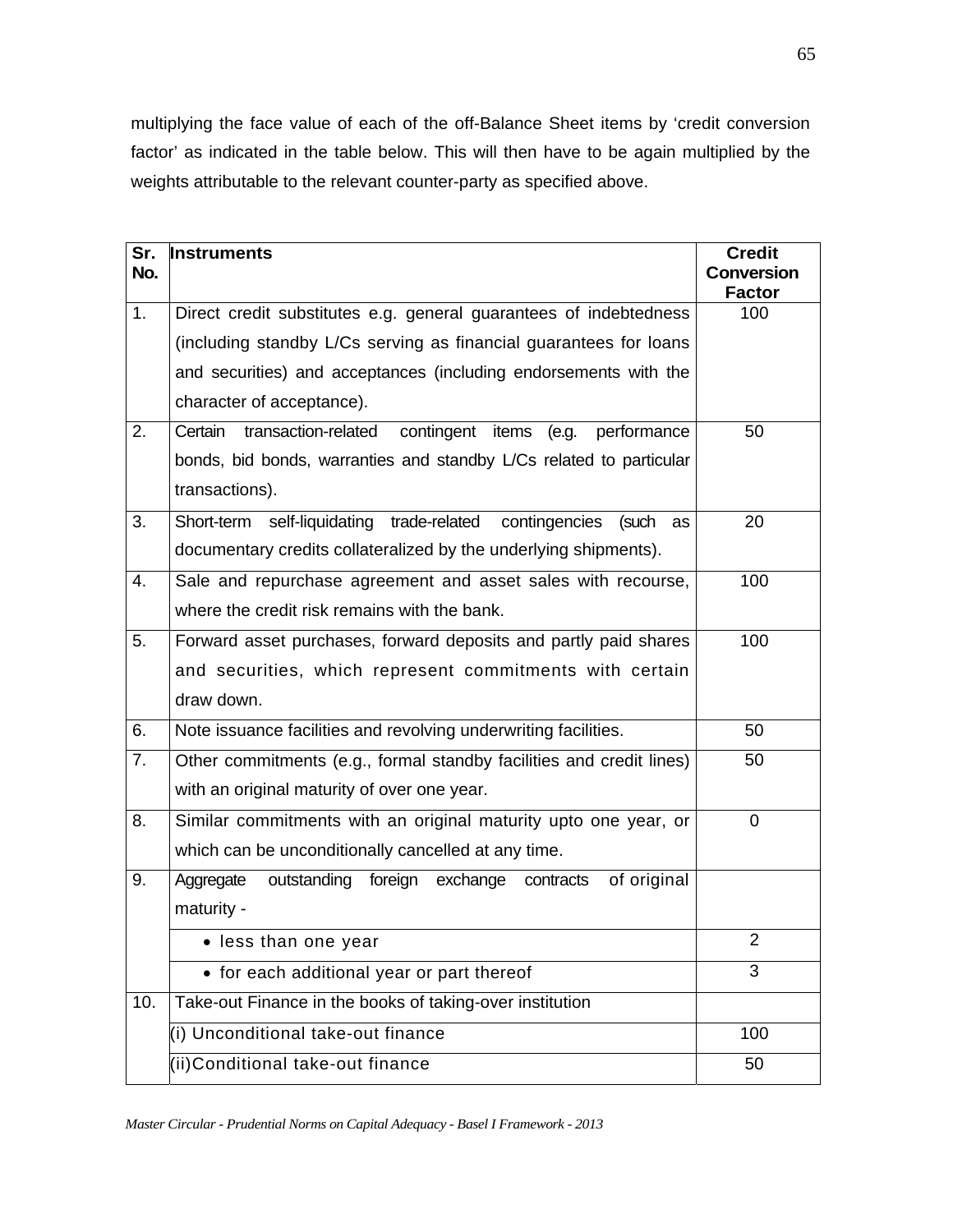multiplying the face value of each of the off-Balance Sheet items by 'credit conversion factor' as indicated in the table below. This will then have to be again multiplied by the weights attributable to the relevant counter-party as specified above.

| Sr. No. | Instruments | Credit Conversion Factor |
|---|---|---|
| 1. | Direct credit substitutes e.g. general guarantees of indebtedness (including standby L/Cs serving as financial guarantees for loans and securities) and acceptances (including endorsements with the character of acceptance). | 100 |
| 2. | Certain transaction-related contingent items (e.g. performance bonds, bid bonds, warranties and standby L/Cs related to particular transactions). | 50 |
| 3. | Short-term self-liquidating trade-related contingencies (such as documentary credits collateralized by the underlying shipments). | 20 |
| 4. | Sale and repurchase agreement and asset sales with recourse, where the credit risk remains with the bank. | 100 |
| 5. | Forward asset purchases, forward deposits and partly paid shares and securities, which represent commitments with certain draw down. | 100 |
| 6. | Note issuance facilities and revolving underwriting facilities. | 50 |
| 7. | Other commitments (e.g., formal standby facilities and credit lines) with an original maturity of over one year. | 50 |
| 8. | Similar commitments with an original maturity upto one year, or which can be unconditionally cancelled at any time. | 0 |
| 9. | Aggregate outstanding foreign exchange contracts of original maturity - | |
| | • less than one year | 2 |
| | • for each additional year or part thereof | 3 |
| 10. | Take-out Finance in the books of taking-over institution | |
| | (i) Unconditional take-out finance | 100 |
| | (ii) Conditional take-out finance | 50 |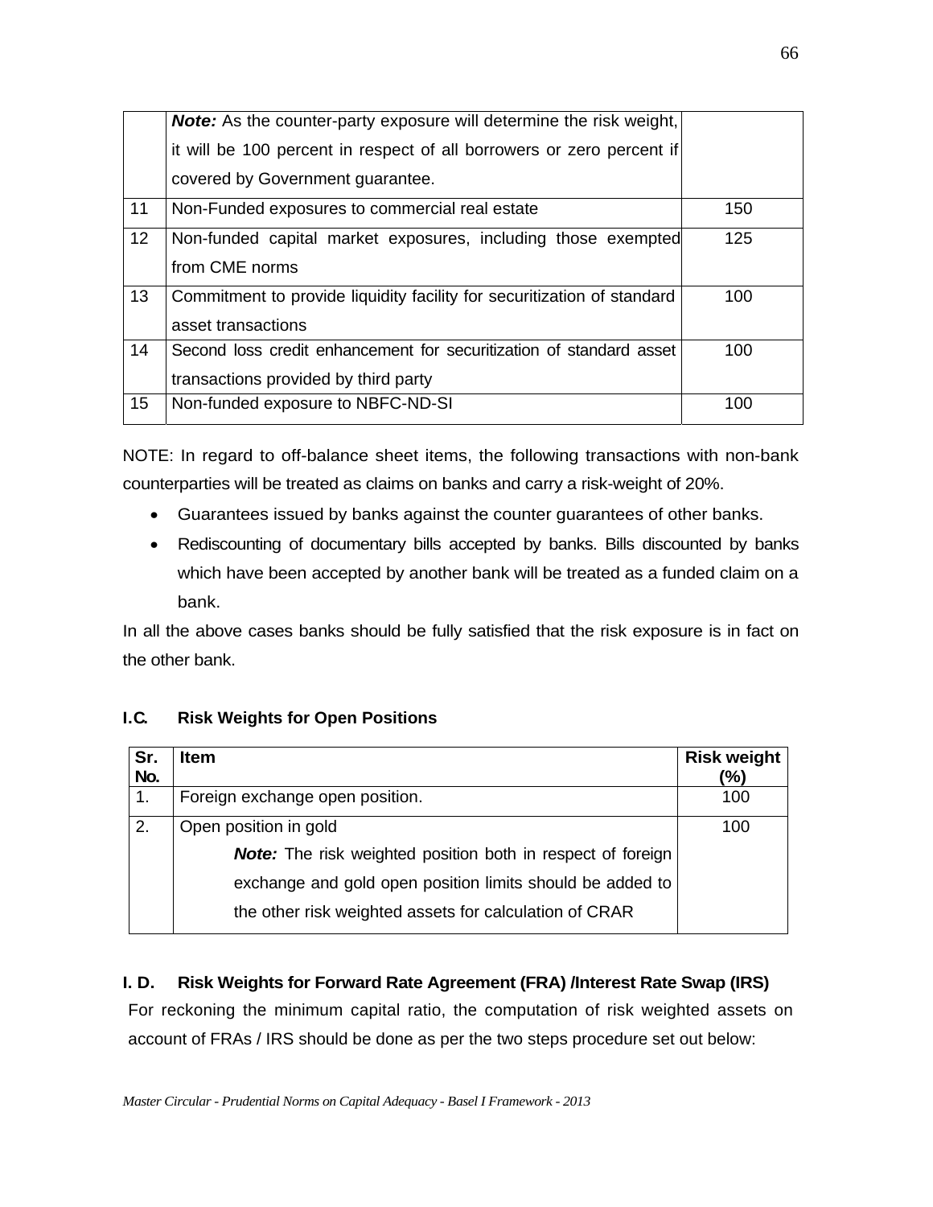|  |  |  |
|---|---|---|
|  | ***Note:*** As the counter-party exposure will determine the risk weight, it will be 100 percent in respect of all borrowers or zero percent if covered by Government guarantee. |  |
| 11 | Non-Funded exposures to commercial real estate | 150 |
| 12 | Non-funded capital market exposures, including those exempted from CME norms | 125 |
| 13 | Commitment to provide liquidity facility for securitization of standard asset transactions | 100 |
| 14 | Second loss credit enhancement for securitization of standard asset transactions provided by third party | 100 |
| 15 | Non-funded exposure to NBFC-ND-SI | 100 |

NOTE: In regard to off-balance sheet items, the following transactions with non-bank counterparties will be treated as claims on banks and carry a risk-weight of 20%.

- Guarantees issued by banks against the counter guarantees of other banks.
- Rediscounting of documentary bills accepted by banks. Bills discounted by banks which have been accepted by another bank will be treated as a funded claim on a bank.

In all the above cases banks should be fully satisfied that the risk exposure is in fact on the other bank.

### I.C. Risk Weights for Open Positions

| Sr. No. | Item | Risk weight (%) |
|---|---|---|
| 1. | Foreign exchange open position. | 100 |
| 2. | Open position in gold<br>***Note:*** The risk weighted position both in respect of foreign exchange and gold open position limits should be added to the other risk weighted assets for calculation of CRAR | 100 |

### I. D. Risk Weights for Forward Rate Agreement (FRA) /Interest Rate Swap (IRS)

For reckoning the minimum capital ratio, the computation of risk weighted assets on account of FRAs / IRS should be done as per the two steps procedure set out below: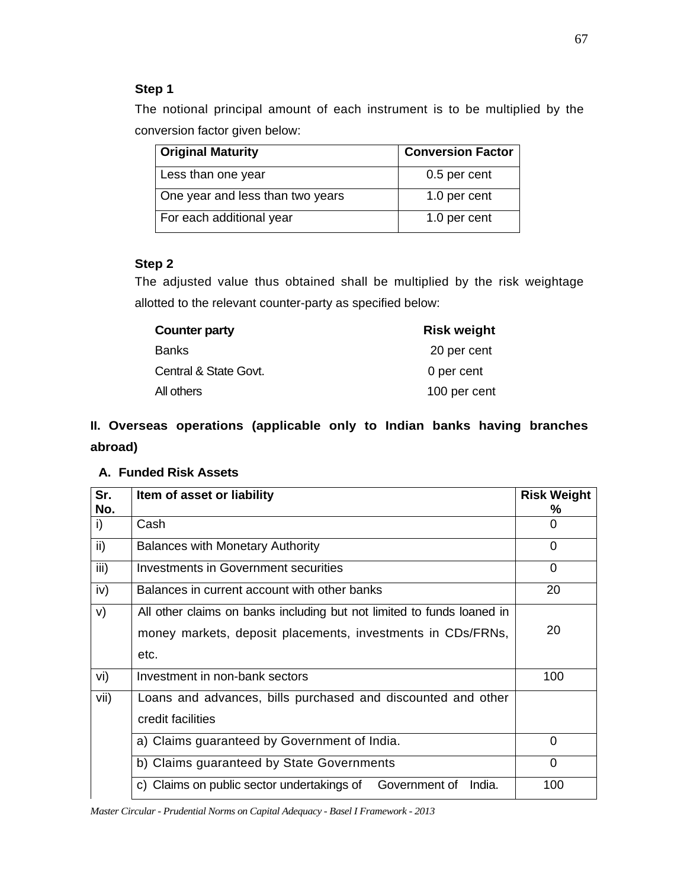**Step 1**

The notional principal amount of each instrument is to be multiplied by the conversion factor given below:

| Original Maturity | Conversion Factor |
|---|---|
| Less than one year | 0.5 per cent |
| One year and less than two years | 1.0 per cent |
| For each additional year | 1.0 per cent |

**Step 2**

The adjusted value thus obtained shall be multiplied by the risk weightage allotted to the relevant counter-party as specified below:

| Counter party | Risk weight |
|---|---|
| Banks | 20 per cent |
| Central & State Govt. | 0 per cent |
| All others | 100 per cent |

## II. Overseas operations (applicable only to Indian banks having branches abroad)

### A. Funded Risk Assets

| Sr. No. | Item of asset or liability | Risk Weight % |
|---|---|---|
| i) | Cash | 0 |
| ii) | Balances with Monetary Authority | 0 |
| iii) | Investments in Government securities | 0 |
| iv) | Balances in current account with other banks | 20 |
| v) | All other claims on banks including but not limited to funds loaned in money markets, deposit placements, investments in CDs/FRNs, etc. | 20 |
| vi) | Investment in non-bank sectors | 100 |
| vii) | Loans and advances, bills purchased and discounted and other credit facilities | |
| | a) Claims guaranteed by Government of India. | 0 |
| | b) Claims guaranteed by State Governments | 0 |
| | c) Claims on public sector undertakings of Government of India. | 100 |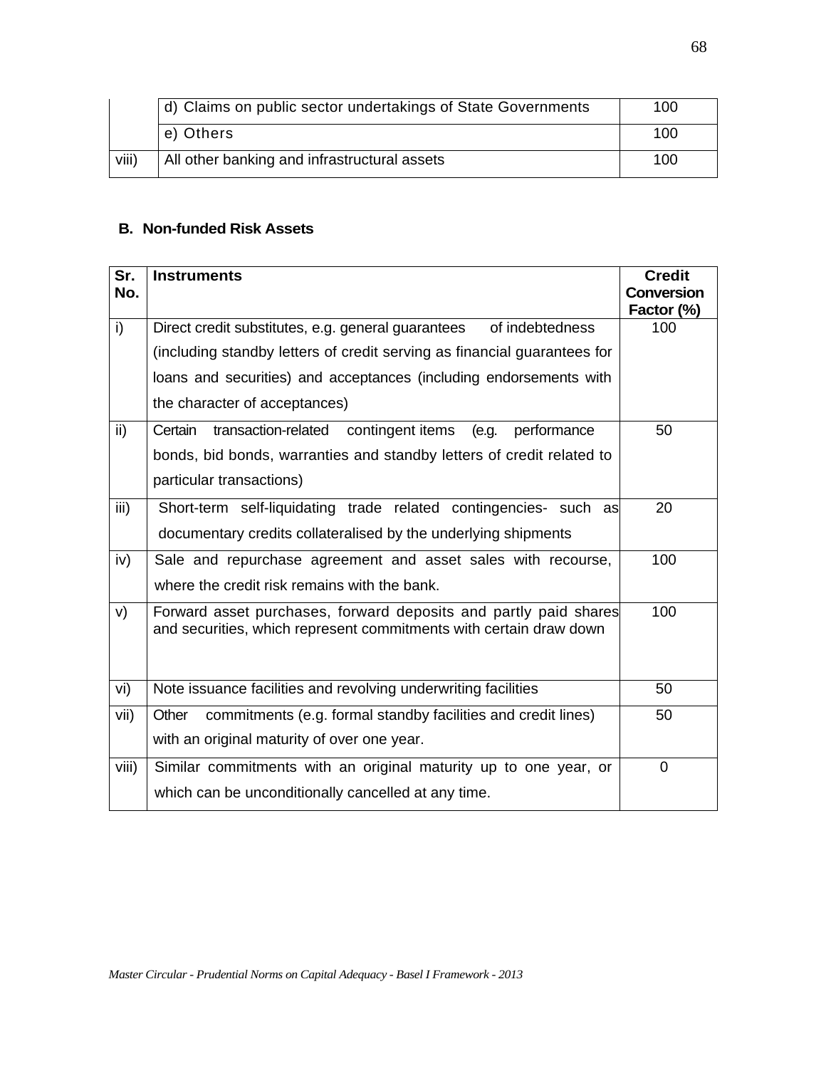| | | |
|---|---|---|
| | d) Claims on public sector undertakings of State Governments | 100 |
| | e) Others | 100 |
| viii) | All other banking and infrastructural assets | 100 |

**B. Non-funded Risk Assets**

| Sr. No. | Instruments | Credit Conversion Factor (%) |
|---|---|---|
| i) | Direct credit substitutes, e.g. general guarantees of indebtedness (including standby letters of credit serving as financial guarantees for loans and securities) and acceptances (including endorsements with the character of acceptances) | 100 |
| ii) | Certain transaction-related contingent items (e.g. performance bonds, bid bonds, warranties and standby letters of credit related to particular transactions) | 50 |
| iii) | Short-term self-liquidating trade related contingencies- such as documentary credits collateralised by the underlying shipments | 20 |
| iv) | Sale and repurchase agreement and asset sales with recourse, where the credit risk remains with the bank. | 100 |
| v) | Forward asset purchases, forward deposits and partly paid shares and securities, which represent commitments with certain draw down | 100 |
| vi) | Note issuance facilities and revolving underwriting facilities | 50 |
| vii) | Other commitments (e.g. formal standby facilities and credit lines) with an original maturity of over one year. | 50 |
| viii) | Similar commitments with an original maturity up to one year, or which can be unconditionally cancelled at any time. | 0 |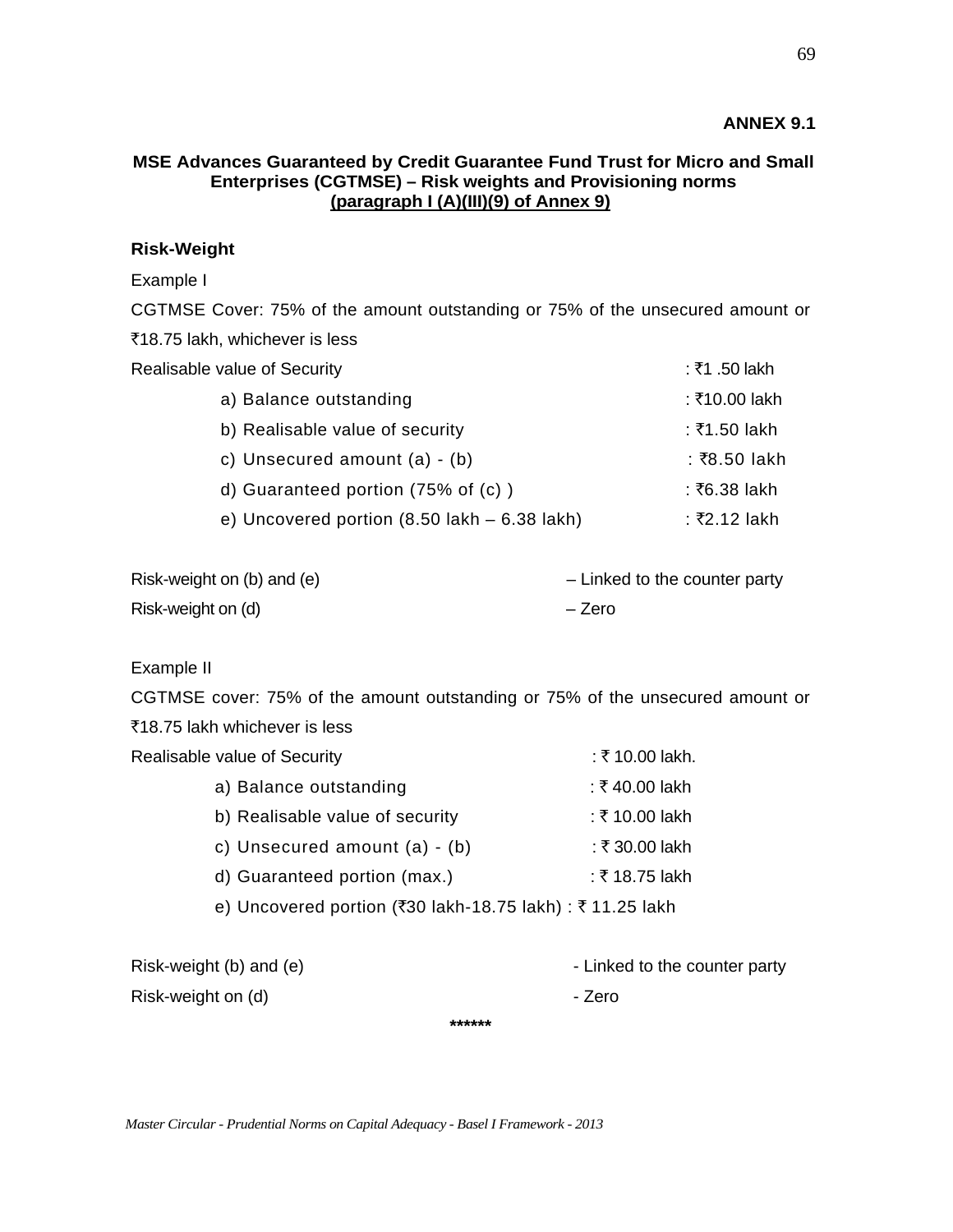**ANNEX 9.1**

**MSE Advances Guaranteed by Credit Guarantee Fund Trust for Micro and Small Enterprises (CGTMSE) – Risk weights and Provisioning norms**
**(paragraph I (A)(III)(9) of Annex 9)**

**Risk-Weight**

Example I

CGTMSE Cover: 75% of the amount outstanding or 75% of the unsecured amount or ₹18.75 lakh, whichever is less

| | |
|---|---|
| Realisable value of Security | : ₹1 .50 lakh |
| a) Balance outstanding | : ₹10.00 lakh |
| b) Realisable value of security | : ₹1.50 lakh |
| c) Unsecured amount (a) - (b) | : ₹8.50 lakh |
| d) Guaranteed portion (75% of (c) ) | : ₹6.38 lakh |
| e) Uncovered portion (8.50 lakh – 6.38 lakh) | : ₹2.12 lakh |

| | |
|---|---|
| Risk-weight on (b) and (e) | – Linked to the counter party |
| Risk-weight on (d) | – Zero |

Example II

CGTMSE cover: 75% of the amount outstanding or 75% of the unsecured amount or ₹18.75 lakh whichever is less

| | |
|---|---|
| Realisable value of Security | : ₹ 10.00 lakh. |
| a) Balance outstanding | : ₹ 40.00 lakh |
| b) Realisable value of security | : ₹ 10.00 lakh |
| c) Unsecured amount (a) - (b) | : ₹ 30.00 lakh |
| d) Guaranteed portion (max.) | : ₹ 18.75 lakh |
| e) Uncovered portion (₹30 lakh-18.75 lakh) | : ₹ 11.25 lakh |

| | |
|---|---|
| Risk-weight (b) and (e) | - Linked to the counter party |
| Risk-weight on (d) | - Zero |

******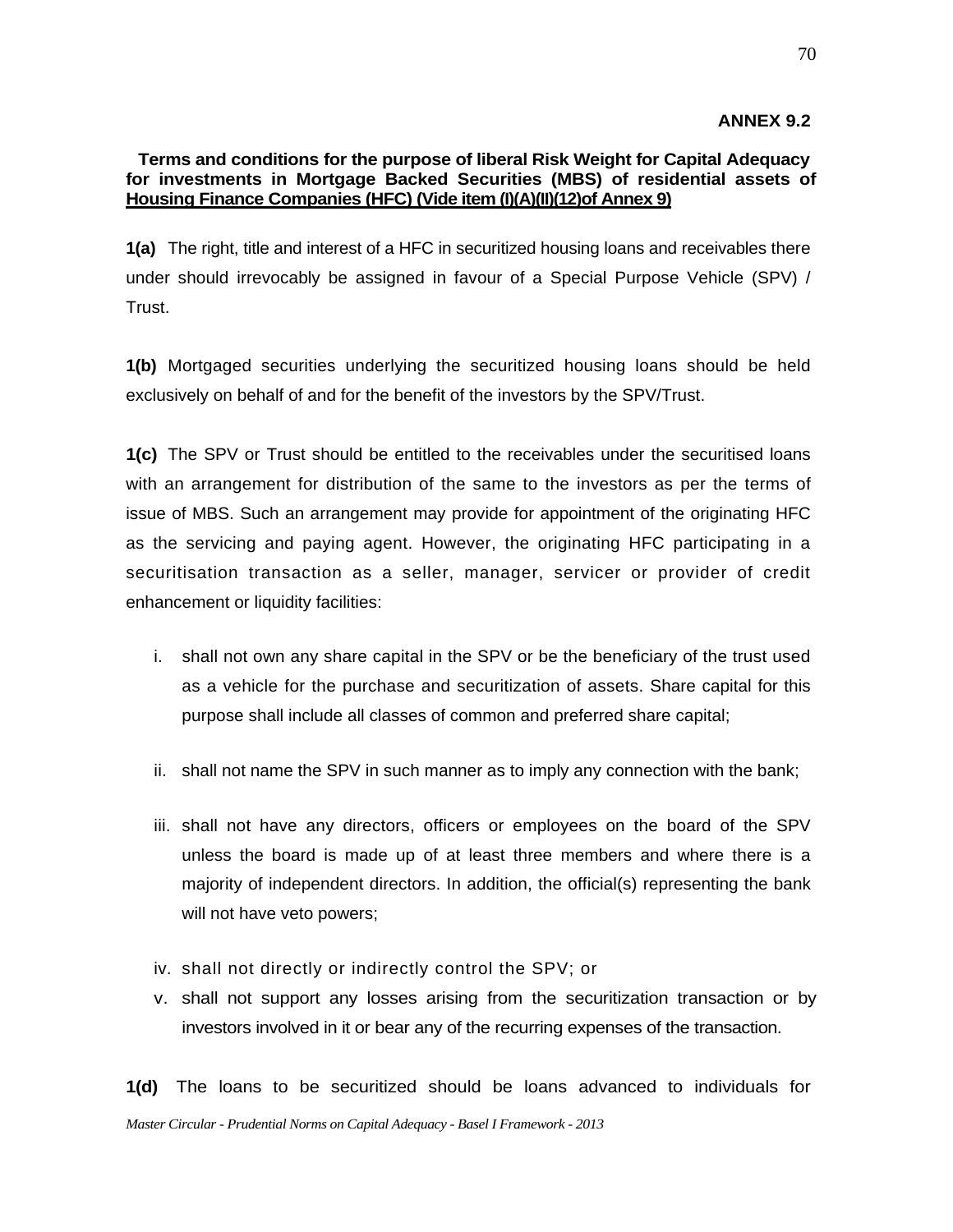**ANNEX 9.2**

**Terms and conditions for the purpose of liberal Risk Weight for Capital Adequacy for investments in Mortgage Backed Securities (MBS) of residential assets of Housing Finance Companies (HFC) (Vide item (I)(A)(II)(12)of Annex 9)**

**1(a)** The right, title and interest of a HFC in securitized housing loans and receivables there under should irrevocably be assigned in favour of a Special Purpose Vehicle (SPV) / Trust.

**1(b)** Mortgaged securities underlying the securitized housing loans should be held exclusively on behalf of and for the benefit of the investors by the SPV/Trust.

**1(c)** The SPV or Trust should be entitled to the receivables under the securitised loans with an arrangement for distribution of the same to the investors as per the terms of issue of MBS. Such an arrangement may provide for appointment of the originating HFC as the servicing and paying agent. However, the originating HFC participating in a securitisation transaction as a seller, manager, servicer or provider of credit enhancement or liquidity facilities:

i. shall not own any share capital in the SPV or be the beneficiary of the trust used as a vehicle for the purchase and securitization of assets. Share capital for this purpose shall include all classes of common and preferred share capital;

ii. shall not name the SPV in such manner as to imply any connection with the bank;

iii. shall not have any directors, officers or employees on the board of the SPV unless the board is made up of at least three members and where there is a majority of independent directors. In addition, the official(s) representing the bank will not have veto powers;

iv. shall not directly or indirectly control the SPV; or

v. shall not support any losses arising from the securitization transaction or by investors involved in it or bear any of the recurring expenses of the transaction.

**1(d)** The loans to be securitized should be loans advanced to individuals for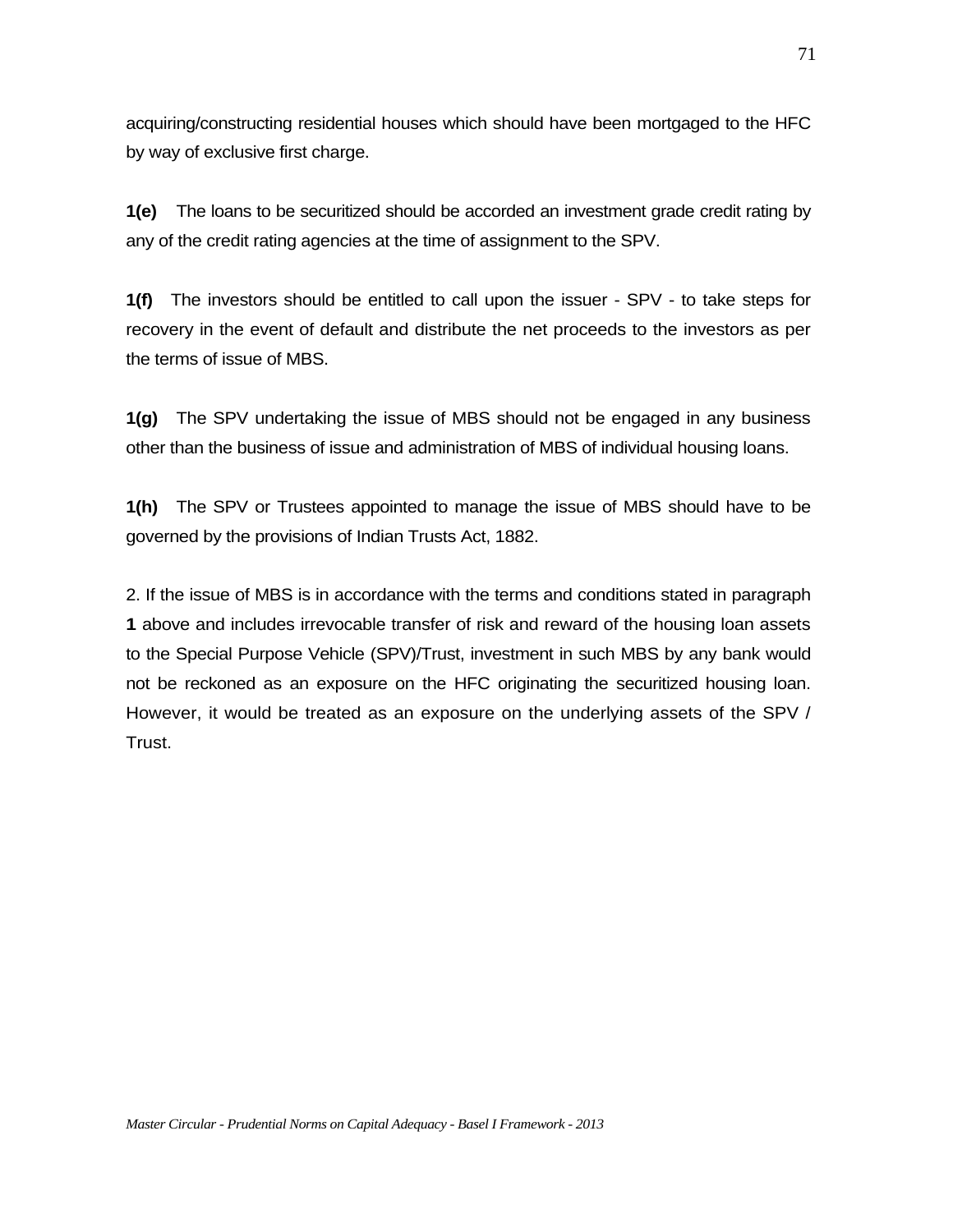acquiring/constructing residential houses which should have been mortgaged to the HFC by way of exclusive first charge.

**1(e)** The loans to be securitized should be accorded an investment grade credit rating by any of the credit rating agencies at the time of assignment to the SPV.

**1(f)** The investors should be entitled to call upon the issuer - SPV - to take steps for recovery in the event of default and distribute the net proceeds to the investors as per the terms of issue of MBS.

**1(g)** The SPV undertaking the issue of MBS should not be engaged in any business other than the business of issue and administration of MBS of individual housing loans.

**1(h)** The SPV or Trustees appointed to manage the issue of MBS should have to be governed by the provisions of Indian Trusts Act, 1882.

2. If the issue of MBS is in accordance with the terms and conditions stated in paragraph **1** above and includes irrevocable transfer of risk and reward of the housing loan assets to the Special Purpose Vehicle (SPV)/Trust, investment in such MBS by any bank would not be reckoned as an exposure on the HFC originating the securitized housing loan. However, it would be treated as an exposure on the underlying assets of the SPV / Trust.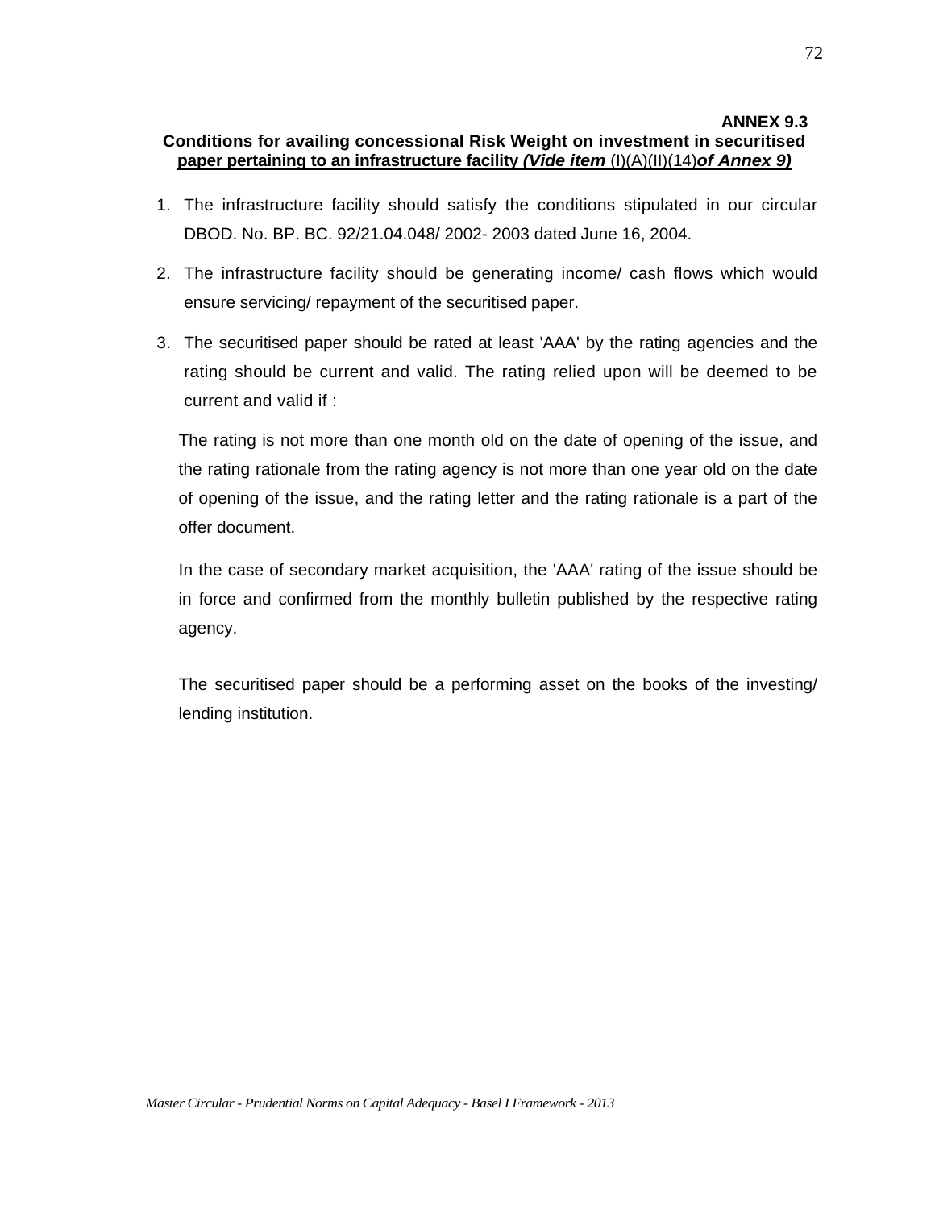**ANNEX 9.3**

**Conditions for availing concessional Risk Weight on investment in securitised paper pertaining to an infrastructure facility *(Vide item* (I)(A)(II)(14)*of Annex 9)***

1. The infrastructure facility should satisfy the conditions stipulated in our circular DBOD. No. BP. BC. 92/21.04.048/ 2002- 2003 dated June 16, 2004.
2. The infrastructure facility should be generating income/ cash flows which would ensure servicing/ repayment of the securitised paper.
3. The securitised paper should be rated at least 'AAA' by the rating agencies and the rating should be current and valid. The rating relied upon will be deemed to be current and valid if :

   The rating is not more than one month old on the date of opening of the issue, and the rating rationale from the rating agency is not more than one year old on the date of opening of the issue, and the rating letter and the rating rationale is a part of the offer document.

   In the case of secondary market acquisition, the 'AAA' rating of the issue should be in force and confirmed from the monthly bulletin published by the respective rating agency.

   The securitised paper should be a performing asset on the books of the investing/ lending institution.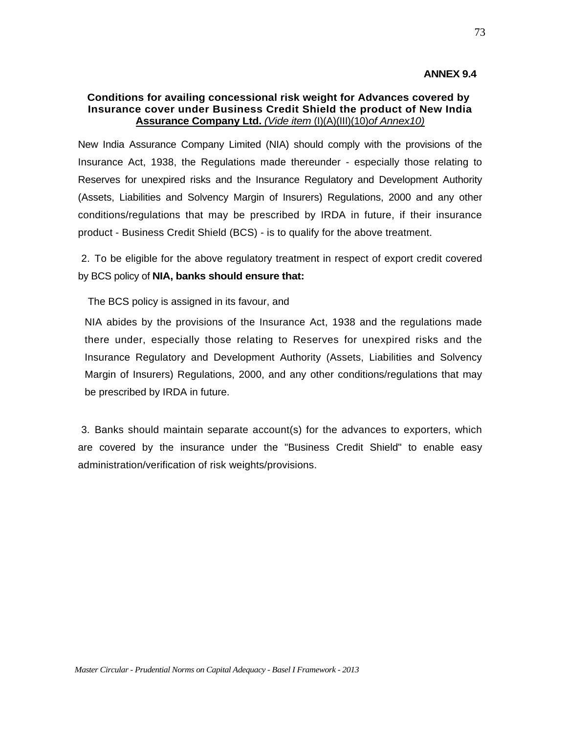**ANNEX 9.4**

**Conditions for availing concessional risk weight for Advances covered by Insurance cover under Business Credit Shield the product of New India Assurance Company Ltd.** *(Vide item* (I)(A)(III)(10)*of Annex10)*

New India Assurance Company Limited (NIA) should comply with the provisions of the Insurance Act, 1938, the Regulations made thereunder - especially those relating to Reserves for unexpired risks and the Insurance Regulatory and Development Authority (Assets, Liabilities and Solvency Margin of Insurers) Regulations, 2000 and any other conditions/regulations that may be prescribed by IRDA in future, if their insurance product - Business Credit Shield (BCS) - is to qualify for the above treatment.

2. To be eligible for the above regulatory treatment in respect of export credit covered by BCS policy of **NIA, banks should ensure that:**

The BCS policy is assigned in its favour, and

NIA abides by the provisions of the Insurance Act, 1938 and the regulations made there under, especially those relating to Reserves for unexpired risks and the Insurance Regulatory and Development Authority (Assets, Liabilities and Solvency Margin of Insurers) Regulations, 2000, and any other conditions/regulations that may be prescribed by IRDA in future.

3. Banks should maintain separate account(s) for the advances to exporters, which are covered by the insurance under the "Business Credit Shield" to enable easy administration/verification of risk weights/provisions.